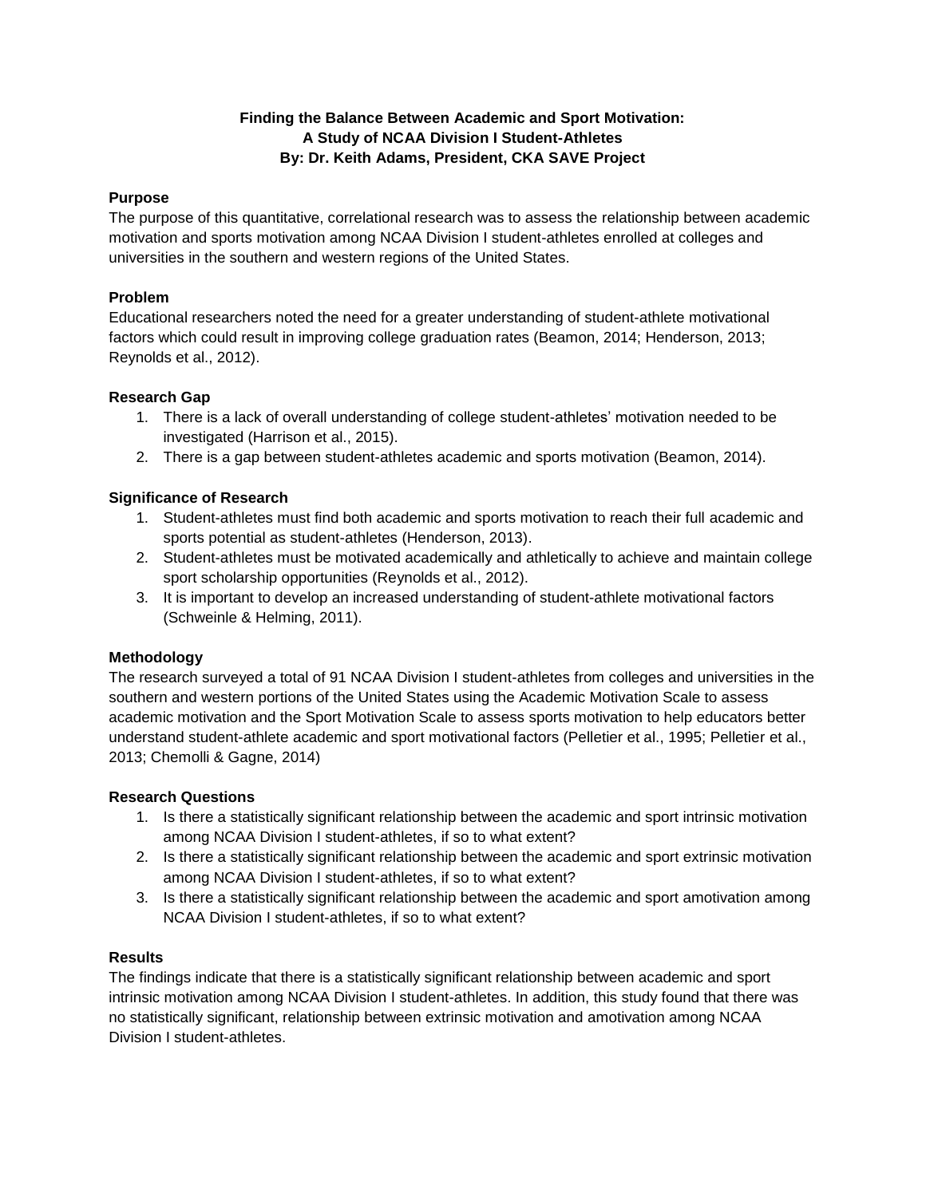**Finding the Balance Between Academic and Sport Motivation:**
**A Study of NCAA Division I Student-Athletes**
**By: Dr. Keith Adams, President, CKA SAVE Project**

### Purpose

The purpose of this quantitative, correlational research was to assess the relationship between academic motivation and sports motivation among NCAA Division I student-athletes enrolled at colleges and universities in the southern and western regions of the United States.

### Problem

Educational researchers noted the need for a greater understanding of student-athlete motivational factors which could result in improving college graduation rates (Beamon, 2014; Henderson, 2013; Reynolds et al., 2012).

### Research Gap

1. There is a lack of overall understanding of college student-athletes' motivation needed to be investigated (Harrison et al., 2015).
2. There is a gap between student-athletes academic and sports motivation (Beamon, 2014).

### Significance of Research

1. Student-athletes must find both academic and sports motivation to reach their full academic and sports potential as student-athletes (Henderson, 2013).
2. Student-athletes must be motivated academically and athletically to achieve and maintain college sport scholarship opportunities (Reynolds et al., 2012).
3. It is important to develop an increased understanding of student-athlete motivational factors (Schweinle & Helming, 2011).

### Methodology

The research surveyed a total of 91 NCAA Division I student-athletes from colleges and universities in the southern and western portions of the United States using the Academic Motivation Scale to assess academic motivation and the Sport Motivation Scale to assess sports motivation to help educators better understand student-athlete academic and sport motivational factors (Pelletier et al., 1995; Pelletier et al., 2013; Chemolli & Gagne, 2014)

### Research Questions

1. Is there a statistically significant relationship between the academic and sport intrinsic motivation among NCAA Division I student-athletes, if so to what extent?
2. Is there a statistically significant relationship between the academic and sport extrinsic motivation among NCAA Division I student-athletes, if so to what extent?
3. Is there a statistically significant relationship between the academic and sport amotivation among NCAA Division I student-athletes, if so to what extent?

### Results

The findings indicate that there is a statistically significant relationship between academic and sport intrinsic motivation among NCAA Division I student-athletes. In addition, this study found that there was no statistically significant, relationship between extrinsic motivation and amotivation among NCAA Division I student-athletes.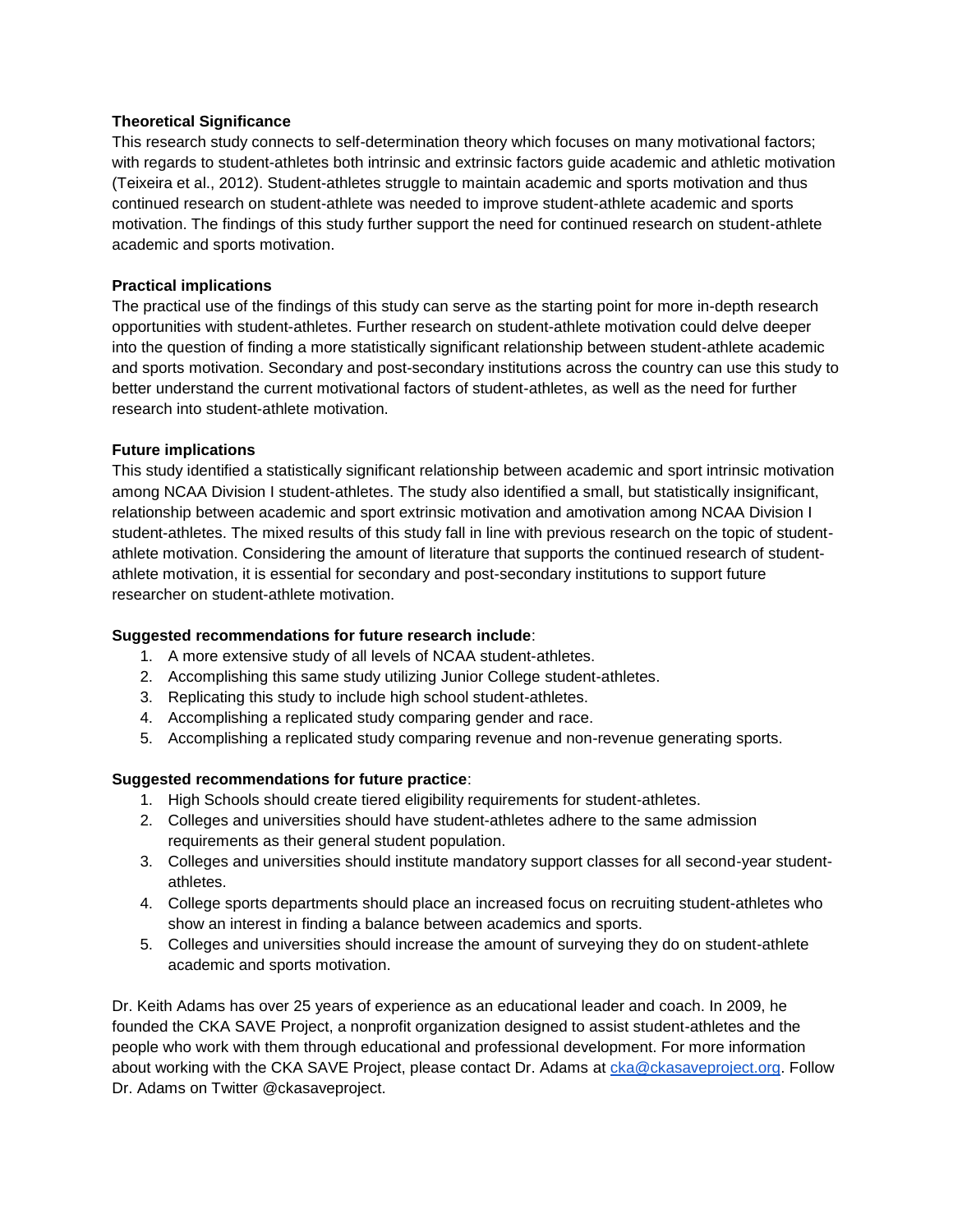**Theoretical Significance**

This research study connects to self-determination theory which focuses on many motivational factors; with regards to student-athletes both intrinsic and extrinsic factors guide academic and athletic motivation (Teixeira et al., 2012). Student-athletes struggle to maintain academic and sports motivation and thus continued research on student-athlete was needed to improve student-athlete academic and sports motivation. The findings of this study further support the need for continued research on student-athlete academic and sports motivation.

**Practical implications**

The practical use of the findings of this study can serve as the starting point for more in-depth research opportunities with student-athletes. Further research on student-athlete motivation could delve deeper into the question of finding a more statistically significant relationship between student-athlete academic and sports motivation. Secondary and post-secondary institutions across the country can use this study to better understand the current motivational factors of student-athletes, as well as the need for further research into student-athlete motivation.

**Future implications**

This study identified a statistically significant relationship between academic and sport intrinsic motivation among NCAA Division I student-athletes. The study also identified a small, but statistically insignificant, relationship between academic and sport extrinsic motivation and amotivation among NCAA Division I student-athletes. The mixed results of this study fall in line with previous research on the topic of student-athlete motivation. Considering the amount of literature that supports the continued research of student-athlete motivation, it is essential for secondary and post-secondary institutions to support future researcher on student-athlete motivation.

**Suggested recommendations for future research include**:

1. A more extensive study of all levels of NCAA student-athletes.
2. Accomplishing this same study utilizing Junior College student-athletes.
3. Replicating this study to include high school student-athletes.
4. Accomplishing a replicated study comparing gender and race.
5. Accomplishing a replicated study comparing revenue and non-revenue generating sports.

**Suggested recommendations for future practice**:

1. High Schools should create tiered eligibility requirements for student-athletes.
2. Colleges and universities should have student-athletes adhere to the same admission requirements as their general student population.
3. Colleges and universities should institute mandatory support classes for all second-year student-athletes.
4. College sports departments should place an increased focus on recruiting student-athletes who show an interest in finding a balance between academics and sports.
5. Colleges and universities should increase the amount of surveying they do on student-athlete academic and sports motivation.

Dr. Keith Adams has over 25 years of experience as an educational leader and coach. In 2009, he founded the CKA SAVE Project, a nonprofit organization designed to assist student-athletes and the people who work with them through educational and professional development. For more information about working with the CKA SAVE Project, please contact Dr. Adams at cka@ckasaveproject.org. Follow Dr. Adams on Twitter @ckasaveproject.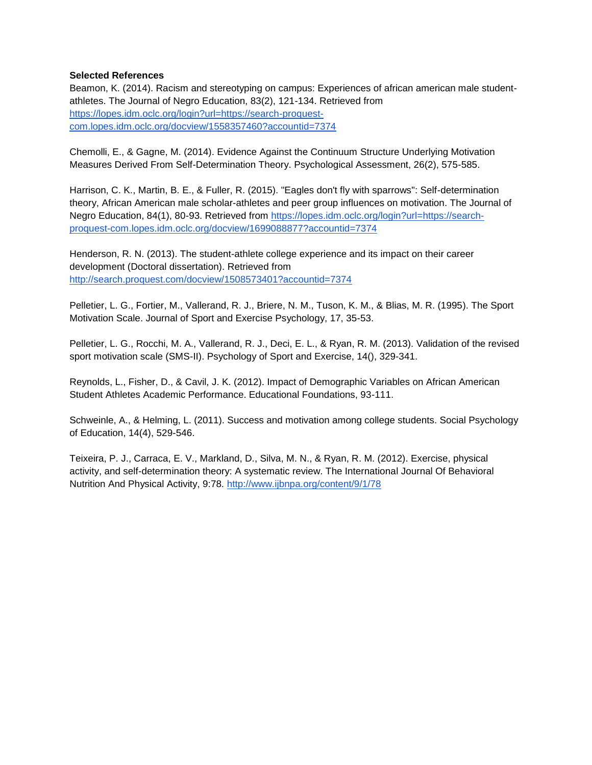**Selected References**

Beamon, K. (2014). Racism and stereotyping on campus: Experiences of african american male student-athletes. The Journal of Negro Education, 83(2), 121-134. Retrieved from https://lopes.idm.oclc.org/login?url=https://search-proquest-com.lopes.idm.oclc.org/docview/1558357460?accountid=7374

Chemolli, E., & Gagne, M. (2014). Evidence Against the Continuum Structure Underlying Motivation Measures Derived From Self-Determination Theory. Psychological Assessment, 26(2), 575-585.

Harrison, C. K., Martin, B. E., & Fuller, R. (2015). "Eagles don't fly with sparrows": Self-determination theory, African American male scholar-athletes and peer group influences on motivation. The Journal of Negro Education, 84(1), 80-93. Retrieved from https://lopes.idm.oclc.org/login?url=https://search-proquest-com.lopes.idm.oclc.org/docview/1699088877?accountid=7374

Henderson, R. N. (2013). The student-athlete college experience and its impact on their career development (Doctoral dissertation). Retrieved from http://search.proquest.com/docview/1508573401?accountid=7374

Pelletier, L. G., Fortier, M., Vallerand, R. J., Briere, N. M., Tuson, K. M., & Blias, M. R. (1995). The Sport Motivation Scale. Journal of Sport and Exercise Psychology, 17, 35-53.

Pelletier, L. G., Rocchi, M. A., Vallerand, R. J., Deci, E. L., & Ryan, R. M. (2013). Validation of the revised sport motivation scale (SMS-II). Psychology of Sport and Exercise, 14(), 329-341.

Reynolds, L., Fisher, D., & Cavil, J. K. (2012). Impact of Demographic Variables on African American Student Athletes Academic Performance. Educational Foundations, 93-111.

Schweinle, A., & Helming, L. (2011). Success and motivation among college students. Social Psychology of Education, 14(4), 529-546.

Teixeira, P. J., Carraca, E. V., Markland, D., Silva, M. N., & Ryan, R. M. (2012). Exercise, physical activity, and self-determination theory: A systematic review. The International Journal Of Behavioral Nutrition And Physical Activity, 9:78. http://www.ijbnpa.org/content/9/1/78